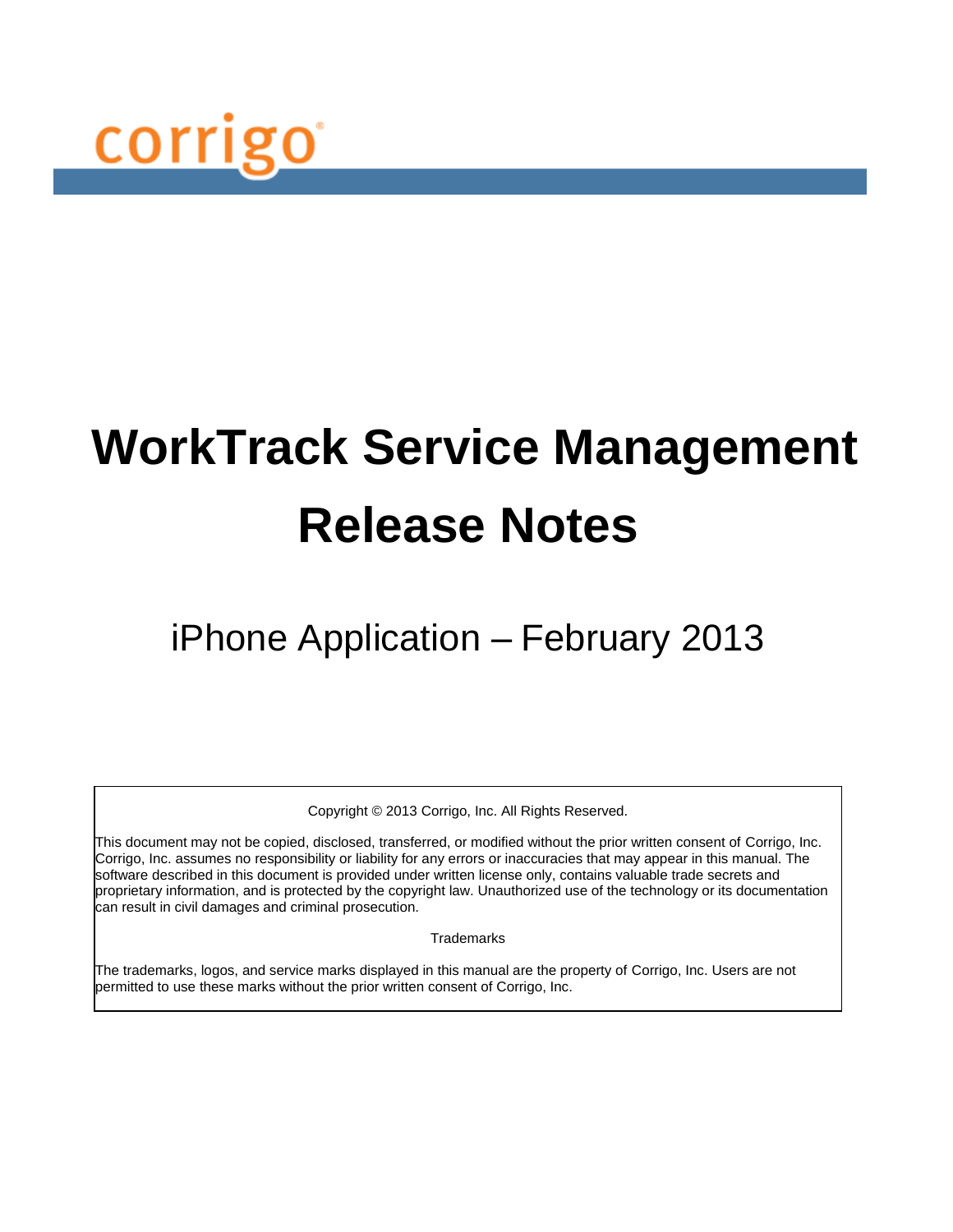corrigo®

# WorkTrack Service Management Release Notes

## iPhone Application – February 2013

Copyright © 2013 Corrigo, Inc. All Rights Reserved.

This document may not be copied, disclosed, transferred, or modified without the prior written consent of Corrigo, Inc. Corrigo, Inc. assumes no responsibility or liability for any errors or inaccuracies that may appear in this manual. The software described in this document is provided under written license only, contains valuable trade secrets and proprietary information, and is protected by the copyright law. Unauthorized use of the technology or its documentation can result in civil damages and criminal prosecution.

Trademarks

The trademarks, logos, and service marks displayed in this manual are the property of Corrigo, Inc. Users are not permitted to use these marks without the prior written consent of Corrigo, Inc.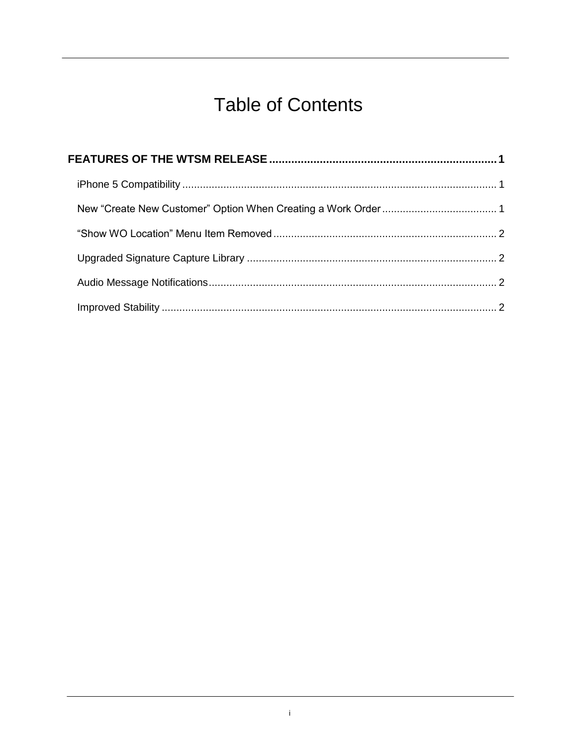# Table of Contents

**FEATURES OF THE WTSM RELEASE .......... 1**

- iPhone 5 Compatibility .......... 1
- New “Create New Customer” Option When Creating a Work Order .......... 1
- “Show WO Location” Menu Item Removed .......... 2
- Upgraded Signature Capture Library .......... 2
- Audio Message Notifications .......... 2
- Improved Stability .......... 2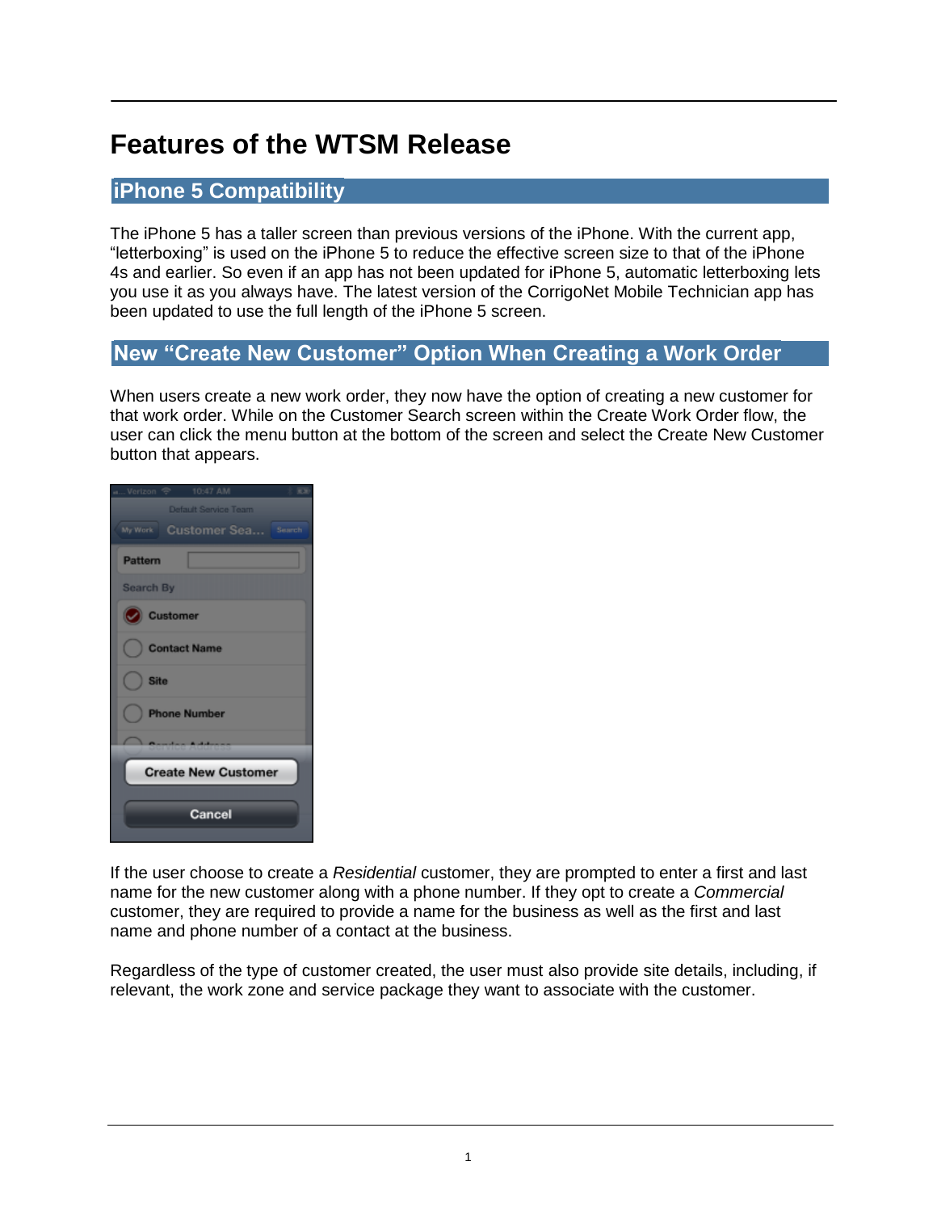# Features of the WTSM Release

## iPhone 5 Compatibility

The iPhone 5 has a taller screen than previous versions of the iPhone. With the current app, “letterboxing” is used on the iPhone 5 to reduce the effective screen size to that of the iPhone 4s and earlier. So even if an app has not been updated for iPhone 5, automatic letterboxing lets you use it as you always have. The latest version of the CorrigoNet Mobile Technician app has been updated to use the full length of the iPhone 5 screen.

## New “Create New Customer” Option When Creating a Work Order

When users create a new work order, they now have the option of creating a new customer for that work order. While on the Customer Search screen within the Create Work Order flow, the user can click the menu button at the bottom of the screen and select the Create New Customer button that appears.

If the user choose to create a *Residential* customer, they are prompted to enter a first and last name for the new customer along with a phone number. If they opt to create a *Commercial* customer, they are required to provide a name for the business as well as the first and last name and phone number of a contact at the business.

Regardless of the type of customer created, the user must also provide site details, including, if relevant, the work zone and service package they want to associate with the customer.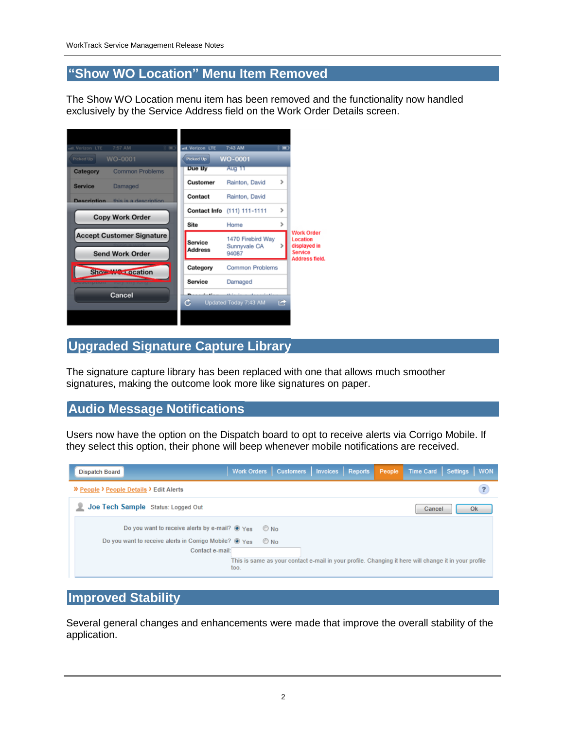## "Show WO Location" Menu Item Removed

The Show WO Location menu item has been removed and the functionality now handled exclusively by the Service Address field on the Work Order Details screen.

## Upgraded Signature Capture Library

The signature capture library has been replaced with one that allows much smoother signatures, making the outcome look more like signatures on paper.

## Audio Message Notifications

Users now have the option on the Dispatch board to opt to receive alerts via Corrigo Mobile. If they select this option, their phone will beep whenever mobile notifications are received.

## Improved Stability

Several general changes and enhancements were made that improve the overall stability of the application.